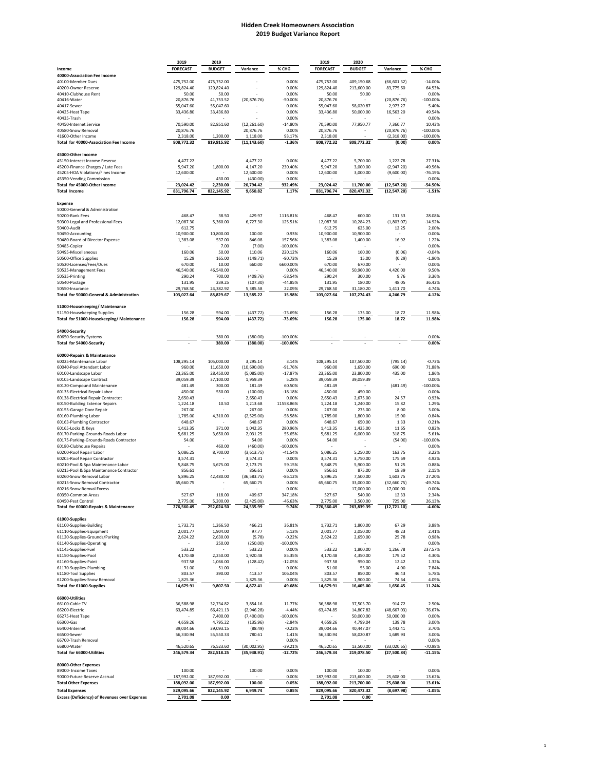# Hidden Creek Homeowners Association
## 2019 Budget Variance Report

| Income | 2019 FORECAST | 2019 BUDGET | Variance | % CHG | 2019 FORECAST | 2020 BUDGET | Variance | % CHG |
|---|---|---|---|---|---|---|---|---|
| **40000-Association Fee Income** | | | | | | | | |
| 40100-Member Dues | 475,752.00 | 475,752.00 | - | 0.00% | 475,752.00 | 409,150.68 | (66,601.32) | -14.00% |
| 40200-Owner Reserve | 129,824.40 | 129,824.40 | - | 0.00% | 129,824.40 | 213,600.00 | 83,775.60 | 64.53% |
| 40410-Clubhouse Rent | 50.00 | 50.00 | - | 0.00% | 50.00 | 50.00 | - | 0.00% |
| 40416-Water | 20,876.76 | 41,753.52 | (20,876.76) | -50.00% | 20,876.76 | - | (20,876.76) | -100.00% |
| 40417-Sewer | 55,047.60 | 55,047.60 | - | 0.00% | 55,047.60 | 58,020.87 | 2,973.27 | 5.40% |
| 40425-Heat Tape | 33,436.80 | 33,436.80 | - | 0.00% | 33,436.80 | 50,000.00 | 16,563.20 | 49.54% |
| 40435-Trash | - | - | - | 0.00% | - | - | - | 0.00% |
| 40450-Internet Service | 70,590.00 | 82,851.60 | (12,261.60) | -14.80% | 70,590.00 | 77,950.77 | 7,360.77 | 10.43% |
| 40580-Snow Removal | 20,876.76 | - | 20,876.76 | 0.00% | 20,876.76 | - | (20,876.76) | -100.00% |
| 41600-Other Income | 2,318.00 | 1,200.00 | 1,118.00 | 93.17% | 2,318.00 | - | (2,318.00) | -100.00% |
| **Total for 40000-Association Fee Income** | **808,772.32** | **819,915.92** | **(11,143.60)** | **-1.36%** | **808,772.32** | **808,772.32** | **(0.00)** | **0.00%** |
| **45000-Other Income** | | | | | | | | |
| 45150-Interest Income Reserve | 4,477.22 | - | 4,477.22 | 0.00% | 4,477.22 | 5,700.00 | 1,222.78 | 27.31% |
| 45200-Finance Charges / Late Fees | 5,947.20 | 1,800.00 | 4,147.20 | 230.40% | 5,947.20 | 3,000.00 | (2,947.20) | -49.56% |
| 45205-HOA Violations/Fines Income | 12,600.00 | - | 12,600.00 | 0.00% | 12,600.00 | 3,000.00 | (9,600.00) | -76.19% |
| 45350-Vending Commission | - | 430.00 | (430.00) | 0.00% | - | - | - | 0.00% |
| **Total for 45000-Other Income** | **23,024.42** | **2,230.00** | **20,794.42** | **932.49%** | **23,024.42** | **11,700.00** | **(12,547.20)** | **-54.50%** |
| **Total Income** | **831,796.74** | **822,145.92** | **9,650.82** | **1.17%** | **831,796.74** | **820,472.32** | **(12,547.20)** | **-1.51%** |
| | | | | | | | | |
| **Expense** | | | | | | | | |
| 50000-General & Administration | | | | | | | | |
| 50200-Bank Fees | 468.47 | 38.50 | 429.97 | 1116.81% | 468.47 | 600.00 | 131.53 | 28.08% |
| 50300-Legal and Professional Fees | 12,087.30 | 5,360.00 | 6,727.30 | 125.51% | 12,087.30 | 10,284.23 | (1,803.07) | -14.92% |
| 50400-Audit | 612.75 | | | | 612.75 | 625.00 | 12.25 | 2.00% |
| 50450-Accounting | 10,900.00 | 10,800.00 | 100.00 | 0.93% | 10,900.00 | 10,900.00 | - | 0.00% |
| 50480-Board of Director Expense | 1,383.08 | 537.00 | 846.08 | 157.56% | 1,383.08 | 1,400.00 | 16.92 | 1.22% |
| 50485-Copier | - | 7.00 | (7.00) | -100.00% | - | - | - | 0.00% |
| 50495-Miscellaneous | 160.06 | 50.00 | 110.06 | 220.12% | 160.06 | 160.00 | (0.06) | -0.04% |
| 50500-Office Supplies | 15.29 | 165.00 | (149.71) | -90.73% | 15.29 | 15.00 | (0.29) | -1.90% |
| 50520-Licenses/Fees/Dues | 670.00 | 10.00 | 660.00 | 6600.00% | 670.00 | 670.00 | - | 0.00% |
| 50525-Management Fees | 46,540.00 | 46,540.00 | - | 0.00% | 46,540.00 | 50,960.00 | 4,420.00 | 9.50% |
| 50535-Printing | 290.24 | 700.00 | (409.76) | -58.54% | 290.24 | 300.00 | 9.76 | 3.36% |
| 50540-Postage | 131.95 | 239.25 | (107.30) | -44.85% | 131.95 | 180.00 | 48.05 | 36.42% |
| 50550-Insurance | 29,768.50 | 24,382.92 | 5,385.58 | 22.09% | 29,768.50 | 31,180.20 | 1,411.70 | 4.74% |
| **Total for 50000-General & Administration** | **103,027.64** | **88,829.67** | **13,585.22** | **15.98%** | **103,027.64** | **107,274.43** | **4,246.79** | **4.12%** |
| **51000-Housekeeping/ Maintenance** | | | | | | | | |
| 51150-Housekeeping Supplies | 156.28 | 594.00 | (437.72) | -73.69% | 156.28 | 175.00 | 18.72 | 11.98% |
| **Total for 51000-Housekeeping/ Maintenance** | **156.28** | **594.00** | **(437.72)** | **-73.69%** | **156.28** | **175.00** | **18.72** | **11.98%** |
| **54000-Security** | | | | | | | | |
| 60650-Security Systems | - | 380.00 | (380.00) | -100.00% | - | - | - | 0.00% |
| **Total for 54000-Security** | **-** | **380.00** | **(380.00)** | **-100.00%** | **-** | **-** | **-** | **0.00%** |
| **60000-Repairs & Maintenance** | | | | | | | | |
| 60025-Maintenance Labor | 108,295.14 | 105,000.00 | 3,295.14 | 3.14% | 108,295.14 | 107,500.00 | (795.14) | -0.73% |
| 60040-Pool Attendant Labor | 960.00 | 11,650.00 | (10,690.00) | -91.76% | 960.00 | 1,650.00 | 690.00 | 71.88% |
| 60100-Landscape Labor | 23,365.00 | 28,450.00 | (5,085.00) | -17.87% | 23,365.00 | 23,800.00 | 435.00 | 1.86% |
| 60105-Landscape Contract | 39,059.39 | 37,100.00 | 1,959.39 | 5.28% | 39,059.39 | 39,059.39 | - | 0.00% |
| 60120-Compound Maintenance | 481.49 | 300.00 | 181.49 | 60.50% | 481.49 | - | (481.49) | -100.00% |
| 60135-Electrical Repair Labor | 450.00 | 550.00 | (100.00) | -18.18% | 450.00 | 450.00 | - | 0.00% |
| 60138-Electrical Repair Contractot | 2,650.43 | - | 2,650.43 | 0.00% | 2,650.43 | 2,675.00 | 24.57 | 0.93% |
| 60150-Building Exterior Repairs | 1,224.18 | 10.50 | 1,213.68 | 11558.86% | 1,224.18 | 1,240.00 | 15.82 | 1.29% |
| 60155-Garage Door Repair | 267.00 | - | 267.00 | 0.00% | 267.00 | 275.00 | 8.00 | 3.00% |
| 60160-Plumbing Labor | 1,785.00 | 4,310.00 | (2,525.00) | -58.58% | 1,785.00 | 1,800.00 | 15.00 | 0.84% |
| 60163-Plumbing Contractor | 648.67 | - | 648.67 | 0.00% | 648.67 | 650.00 | 1.33 | 0.21% |
| 60165-Locks & Keys | 1,413.35 | 371.00 | 1,042.35 | 280.96% | 1,413.35 | 1,425.00 | 11.65 | 0.82% |
| 60170-Parking-Grounds-Roads Labor | 5,681.25 | 3,650.00 | 2,031.25 | 55.65% | 5,681.25 | 6,000.00 | 318.75 | 5.61% |
| 60175-Parking-Grounds-Roads Contractor | 54.00 | - | 54.00 | 0.00% | 54.00 | - | (54.00) | -100.00% |
| 60180-Clubhouse Repairs | - | 460.00 | (460.00) | -100.00% | - | - | - | 0.00% |
| 60200-Roof Repair Labor | 5,086.25 | 8,700.00 | (3,613.75) | -41.54% | 5,086.25 | 5,250.00 | 163.75 | 3.22% |
| 60205-Roof Repair Contractor | 3,574.31 | - | 3,574.31 | 0.00% | 3,574.31 | 3,750.00 | 175.69 | 4.92% |
| 60210-Pool & Spa Maintenance Labor | 5,848.75 | 3,675.00 | 2,173.75 | 59.15% | 5,848.75 | 5,900.00 | 51.25 | 0.88% |
| 60215-Pool & Spa Maintenance Contractor | 856.61 | - | 856.61 | 0.00% | 856.61 | 875.00 | 18.39 | 2.15% |
| 60260-Snow Removal Labor | 5,896.25 | 42,480.00 | (36,583.75) | -86.12% | 5,896.25 | 7,500.00 | 1,603.75 | 27.20% |
| 60215-Snow Removal Contractor | 65,660.75 | - | 65,660.75 | 0.00% | 65,660.75 | 33,000.00 | (32,660.75) | -49.74% |
| 60216-Snow Remval Excess | - | - | - | 0.00% | - | 17,000.00 | 17,000.00 | 0.00% |
| 60350-Common Areas | 527.67 | 118.00 | 409.67 | 347.18% | 527.67 | 540.00 | 12.33 | 2.34% |
| 60450-Pest Control | 2,775.00 | 5,200.00 | (2,425.00) | -46.63% | 2,775.00 | 3,500.00 | 725.00 | 26.13% |
| **Total for 60000-Repairs & Maintenance** | **276,560.49** | **252,024.50** | **24,535.99** | **9.74%** | **276,560.49** | **263,839.39** | **(12,721.10)** | **-4.60%** |
| **61000-Supplies** | | | | | | | | |
| 61100-Supplies-Building | 1,732.71 | 1,266.50 | 466.21 | 36.81% | 1,732.71 | 1,800.00 | 67.29 | 3.88% |
| 61110-Supplies-Equipment | 2,001.77 | 1,904.00 | 97.77 | 5.13% | 2,001.77 | 2,050.00 | 48.23 | 2.41% |
| 61120-Supplies-Grounds/Parking | 2,624.22 | 2,630.00 | (5.78) | -0.22% | 2,624.22 | 2,650.00 | 25.78 | 0.98% |
| 61140-Supplies-Operating | - | 250.00 | (250.00) | -100.00% | - | - | - | 0.00% |
| 61145-Supplies-Fuel | 533.22 | - | 533.22 | 0.00% | 533.22 | 1,800.00 | 1,266.78 | 237.57% |
| 61150-Supplies-Pool | 4,170.48 | 2,250.00 | 1,920.48 | 85.35% | 4,170.48 | 4,350.00 | 179.52 | 4.30% |
| 61160-Supplies-Paint | 937.58 | 1,066.00 | (128.42) | -12.05% | 937.58 | 950.00 | 12.42 | 1.32% |
| 61170-Supplies-Plumbing | 51.00 | 51.00 | - | 0.00% | 51.00 | 55.00 | 4.00 | 7.84% |
| 61180-Tool Supplies | 803.57 | 390.00 | 413.57 | 106.04% | 803.57 | 850.00 | 46.43 | 5.78% |
| 61200-Supplies-Snow Removal | 1,825.36 | - | 1,825.36 | 0.00% | 1,825.36 | 1,900.00 | 74.64 | 4.09% |
| **Total for 61000-Supplies** | **14,679.91** | **9,807.50** | **4,872.41** | **49.68%** | **14,679.91** | **16,405.00** | **1,650.45** | **11.24%** |
| **66000-Utilities** | | | | | | | | |
| 66100-Cable TV | 36,588.98 | 32,734.82 | 3,854.16 | 11.77% | 36,588.98 | 37,503.70 | 914.72 | 2.50% |
| 66200-Electric | 63,474.85 | 66,421.13 | (2,946.28) | -4.44% | 63,474.85 | 14,807.82 | (48,667.03) | -76.67% |
| 66275-Heat Tape | - | 7,400.00 | (7,400.00) | -100.00% | - | 50,000.00 | 50,000.00 | 0.00% |
| 66300-Gas | 4,659.26 | 4,795.22 | (135.96) | -2.84% | 4,659.26 | 4,799.04 | 139.78 | 3.00% |
| 66400-Internet | 39,004.66 | 39,093.15 | (88.49) | -0.23% | 39,004.66 | 40,447.07 | 1,442.41 | 3.70% |
| 66500-Sewer | 56,330.94 | 55,550.33 | 780.61 | 1.41% | 56,330.94 | 58,020.87 | 1,689.93 | 3.00% |
| 66700-Trash Removal | - | - | - | 0.00% | - | - | - | 0.00% |
| 66800-Water | 46,520.65 | 76,523.60 | (30,002.95) | -39.21% | 46,520.65 | 13,500.00 | (33,020.65) | -70.98% |
| **Total for 66000-Utilities** | **246,579.34** | **282,518.25** | **(35,938.91)** | **-12.72%** | **246,579.34** | **219,078.50** | **(27,500.84)** | **-11.15%** |
| **80000-Other Expenses** | | | | | | | | |
| 89000- Income Taxes | 100.00 | - | 100.00 | 0.00% | 100.00 | 100.00 | - | 0.00% |
| 90000-Future Reserve Accrual | 187,992.00 | 187,992.00 | - | 0.00% | 187,992.00 | 213,600.00 | 25,608.00 | 13.62% |
| **Total Other Expenses** | **188,092.00** | **187,992.00** | **100.00** | **0.05%** | **188,092.00** | **213,700.00** | **25,608.00** | **13.61%** |
| **Total Expenses** | **829,095.66** | **822,145.92** | **6,949.74** | **0.85%** | **829,095.66** | **820,472.32** | **(8,697.98)** | **-1.05%** |
| **Excess (Deficiency) of Revenues over Expenses** | **2,701.08** | **0.00** | | | **2,701.08** | **0.00** | | |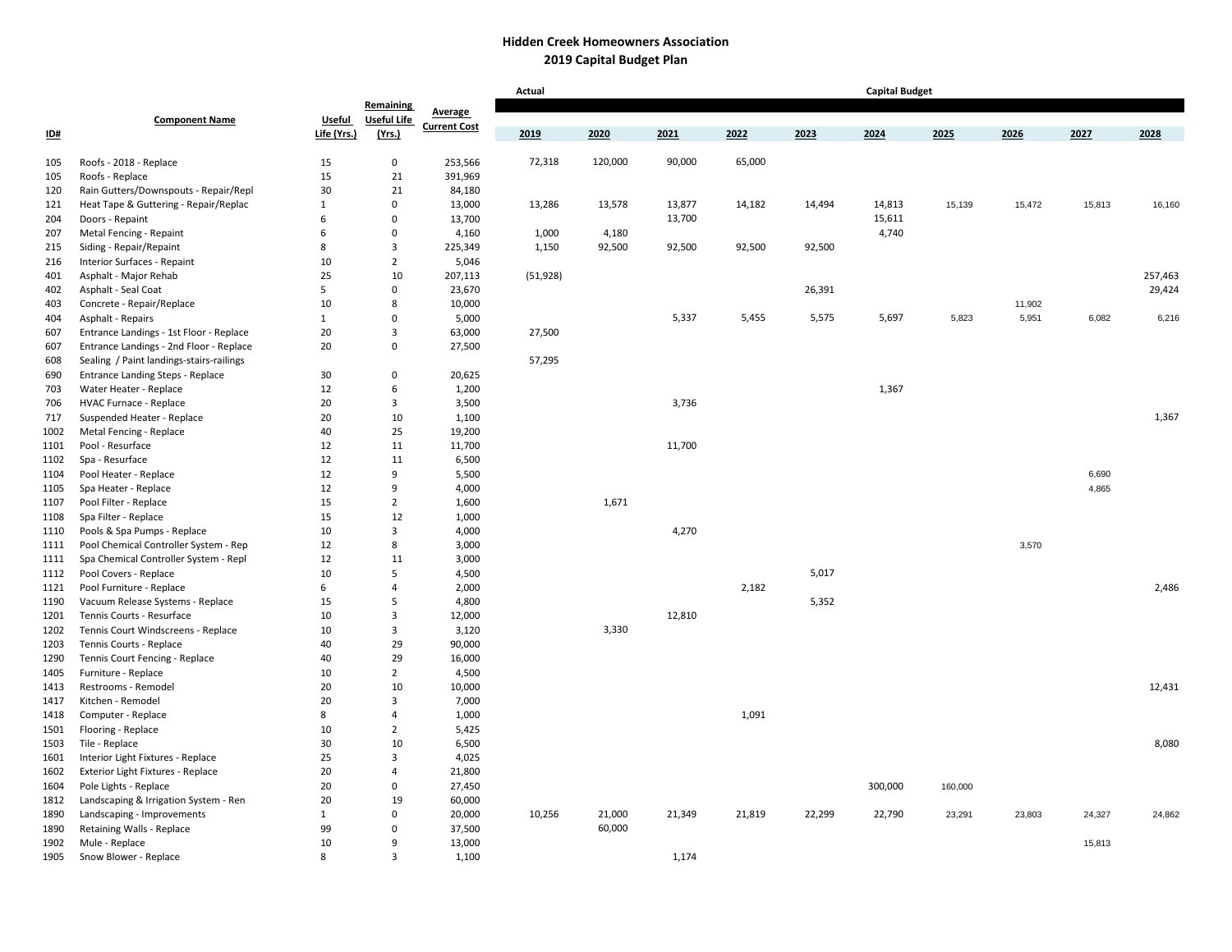## Hidden Creek Homeowners Association
## 2019 Capital Budget Plan

| ID# | Component Name | Useful Life (Yrs.) | Remaining Useful Life (Yrs.) | Average Current Cost | Actual 2019 | Capital Budget 2020 | 2021 | 2022 | 2023 | 2024 | 2025 | 2026 | 2027 | 2028 |
|---|---|---|---|---|---|---|---|---|---|---|---|---|---|---|
| 105 | Roofs - 2018 - Replace | 15 | 0 | 253,566 | 72,318 | 120,000 | 90,000 | 65,000 | | | | | | |
| 105 | Roofs - Replace | 15 | 21 | 391,969 | | | | | | | | | | |
| 120 | Rain Gutters/Downspouts - Repair/Repl | 30 | 21 | 84,180 | | | | | | | | | | |
| 121 | Heat Tape & Guttering - Repair/Replac | 1 | 0 | 13,000 | 13,286 | 13,578 | 13,877 | 14,182 | 14,494 | 14,813 | 15,139 | 15,472 | 15,813 | 16,160 |
| 204 | Doors - Repaint | 6 | 0 | 13,700 | | | 13,700 | | | 15,611 | | | | |
| 207 | Metal Fencing - Repaint | 6 | 0 | 4,160 | 1,000 | 4,180 | | | | 4,740 | | | | |
| 215 | Siding - Repair/Repaint | 8 | 3 | 225,349 | 1,150 | 92,500 | 92,500 | 92,500 | 92,500 | | | | | |
| 216 | Interior Surfaces - Repaint | 10 | 2 | 5,046 | | | | | | | | | | |
| 401 | Asphalt - Major Rehab | 25 | 10 | 207,113 | (51,928) | | | | | | | | | 257,463 |
| 402 | Asphalt - Seal Coat | 5 | 0 | 23,670 | | | | | 26,391 | | | | | 29,424 |
| 403 | Concrete - Repair/Replace | 10 | 8 | 10,000 | | | | | | | | 11,902 | | |
| 404 | Asphalt - Repairs | 1 | 0 | 5,000 | | | 5,337 | 5,455 | 5,575 | 5,697 | 5,823 | 5,951 | 6,082 | 6,216 |
| 607 | Entrance Landings - 1st Floor - Replace | 20 | 3 | 63,000 | 27,500 | | | | | | | | | |
| 607 | Entrance Landings - 2nd Floor - Replace | 20 | 0 | 27,500 | | | | | | | | | | |
| 608 | Sealing / Paint landings-stairs-railings | | | | 57,295 | | | | | | | | | |
| 690 | Entrance Landing Steps - Replace | 30 | 0 | 20,625 | | | | | | | | | | |
| 703 | Water Heater - Replace | 12 | 6 | 1,200 | | | | | | 1,367 | | | | |
| 706 | HVAC Furnace - Replace | 20 | 3 | 3,500 | | | 3,736 | | | | | | | |
| 717 | Suspended Heater - Replace | 20 | 10 | 1,100 | | | | | | | | | | 1,367 |
| 1002 | Metal Fencing - Replace | 40 | 25 | 19,200 | | | | | | | | | | |
| 1101 | Pool - Resurface | 12 | 11 | 11,700 | | | 11,700 | | | | | | | |
| 1102 | Spa - Resurface | 12 | 11 | 6,500 | | | | | | | | | | |
| 1104 | Pool Heater - Replace | 12 | 9 | 5,500 | | | | | | | | | 6,690 | |
| 1105 | Spa Heater - Replace | 12 | 9 | 4,000 | | | | | | | | | 4,865 | |
| 1107 | Pool Filter - Replace | 15 | 2 | 1,600 | | 1,671 | | | | | | | | |
| 1108 | Spa Filter - Replace | 15 | 12 | 1,000 | | | | | | | | | | |
| 1110 | Pools & Spa Pumps - Replace | 10 | 3 | 4,000 | | | 4,270 | | | | | | | |
| 1111 | Pool Chemical Controller System - Rep | 12 | 8 | 3,000 | | | | | | | | 3,570 | | |
| 1111 | Spa Chemical Controller System - Repl | 12 | 11 | 3,000 | | | | | | | | | | |
| 1112 | Pool Covers - Replace | 10 | 5 | 4,500 | | | | | 5,017 | | | | | |
| 1121 | Pool Furniture - Replace | 6 | 4 | 2,000 | | | | 2,182 | | | | | | 2,486 |
| 1190 | Vacuum Release Systems - Replace | 15 | 5 | 4,800 | | | | | 5,352 | | | | | |
| 1201 | Tennis Courts - Resurface | 10 | 3 | 12,000 | | | 12,810 | | | | | | | |
| 1202 | Tennis Court Windscreens - Replace | 10 | 3 | 3,120 | | 3,330 | | | | | | | | |
| 1203 | Tennis Courts - Replace | 40 | 29 | 90,000 | | | | | | | | | | |
| 1290 | Tennis Court Fencing - Replace | 40 | 29 | 16,000 | | | | | | | | | | |
| 1405 | Furniture - Replace | 10 | 2 | 4,500 | | | | | | | | | | |
| 1413 | Restrooms - Remodel | 20 | 10 | 10,000 | | | | | | | | | | 12,431 |
| 1417 | Kitchen - Remodel | 20 | 3 | 7,000 | | | | | | | | | | |
| 1418 | Computer - Replace | 8 | 4 | 1,000 | | | | 1,091 | | | | | | |
| 1501 | Flooring - Replace | 10 | 2 | 5,425 | | | | | | | | | | |
| 1503 | Tile - Replace | 30 | 10 | 6,500 | | | | | | | | | | 8,080 |
| 1601 | Interior Light Fixtures - Replace | 25 | 3 | 4,025 | | | | | | | | | | |
| 1602 | Exterior Light Fixtures - Replace | 20 | 4 | 21,800 | | | | | | | | | | |
| 1604 | Pole Lights - Replace | 20 | 0 | 27,450 | | | | | | 300,000 | 160,000 | | | |
| 1812 | Landscaping & Irrigation System - Ren | 20 | 19 | 60,000 | | | | | | | | | | |
| 1890 | Landscaping - Improvements | 1 | 0 | 20,000 | 10,256 | 21,000 | 21,349 | 21,819 | 22,299 | 22,790 | 23,291 | 23,803 | 24,327 | 24,862 |
| 1890 | Retaining Walls - Replace | 99 | 0 | 37,500 | | 60,000 | | | | | | | | |
| 1902 | Mule - Replace | 10 | 9 | 13,000 | | | | | | | | | 15,813 | |
| 1905 | Snow Blower - Replace | 8 | 3 | 1,100 | | | 1,174 | | | | | | | |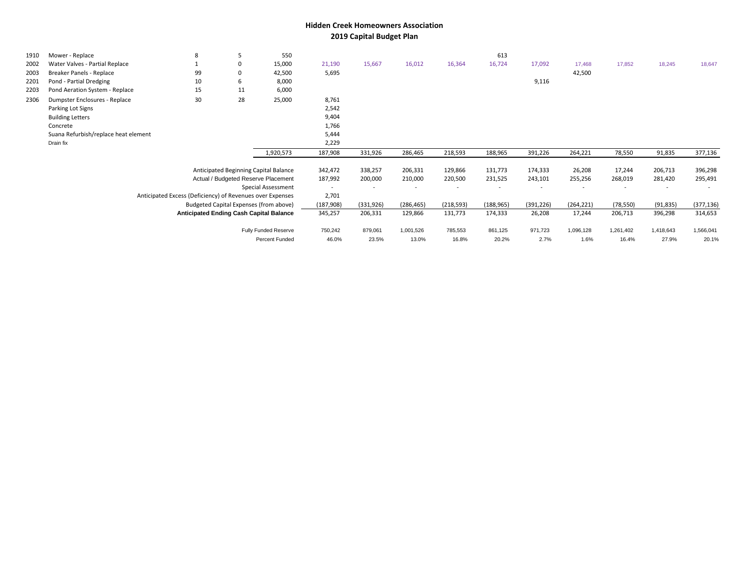**Hidden Creek Homeowners Association**
**2019 Capital Budget Plan**

| | | | | | | | | | | | | | | | |
|---|---|---|---|---|---|---|---|---|---|---|---|---|---|---|---|
| 1910 | Mower - Replace | 8 | 5 | 550 | | | | | 613 | | | | | | |
| 2002 | Water Valves - Partial Replace | 1 | 0 | 15,000 | 21,190 | 15,667 | 16,012 | 16,364 | 16,724 | 17,092 | 17,468 | 17,852 | 18,245 | 18,647 | |
| 2003 | Breaker Panels - Replace | 99 | 0 | 42,500 | 5,695 | | | | | | 42,500 | | | | |
| 2201 | Pond - Partial Dredging | 10 | 6 | 8,000 | | | | | | 9,116 | | | | | |
| 2203 | Pond Aeration System - Replace | 15 | 11 | 6,000 | | | | | | | | | | | |
| 2306 | Dumpster Enclosures - Replace | 30 | 28 | 25,000 | 8,761 | | | | | | | | | | |
| | Parking Lot Signs | | | | 2,542 | | | | | | | | | | |
| | Building Letters | | | | 9,404 | | | | | | | | | | |
| | Concrete | | | | 1,766 | | | | | | | | | | |
| | Suana Refurbish/replace heat element | | | | 5,444 | | | | | | | | | | |
| | Drain fix | | | | 2,229 | | | | | | | | | | |
| | | | | 1,920,573 | 187,908 | 331,926 | 286,465 | 218,593 | 188,965 | 391,226 | 264,221 | 78,550 | 91,835 | 377,136 | |

| | | | | | | | | | | |
|---|---|---|---|---|---|---|---|---|---|---|
| Anticipated Beginning Capital Balance | 342,472 | 338,257 | 206,331 | 129,866 | 131,773 | 174,333 | 26,208 | 17,244 | 206,713 | 396,298 |
| Actual / Budgeted Reserve Placement | 187,992 | 200,000 | 210,000 | 220,500 | 231,525 | 243,101 | 255,256 | 268,019 | 281,420 | 295,491 |
| Special Assessment | - | - | - | - | - | - | - | - | - | - |
| Anticipated Excess (Deficiency) of Revenues over Expenses | 2,701 | | | | | | | | | |
| Budgeted Capital Expenses (from above) | (187,908) | (331,926) | (286,465) | (218,593) | (188,965) | (391,226) | (264,221) | (78,550) | (91,835) | (377,136) |
| **Anticipated Ending Cash Capital Balance** | 345,257 | 206,331 | 129,866 | 131,773 | 174,333 | 26,208 | 17,244 | 206,713 | 396,298 | 314,653 |
| Fully Funded Reserve | 750,242 | 879,061 | 1,001,526 | 785,553 | 861,125 | 971,723 | 1,096,128 | 1,261,402 | 1,418,643 | 1,566,041 |
| Percent Funded | 46.0% | 23.5% | 13.0% | 16.8% | 20.2% | 2.7% | 1.6% | 16.4% | 27.9% | 20.1% |